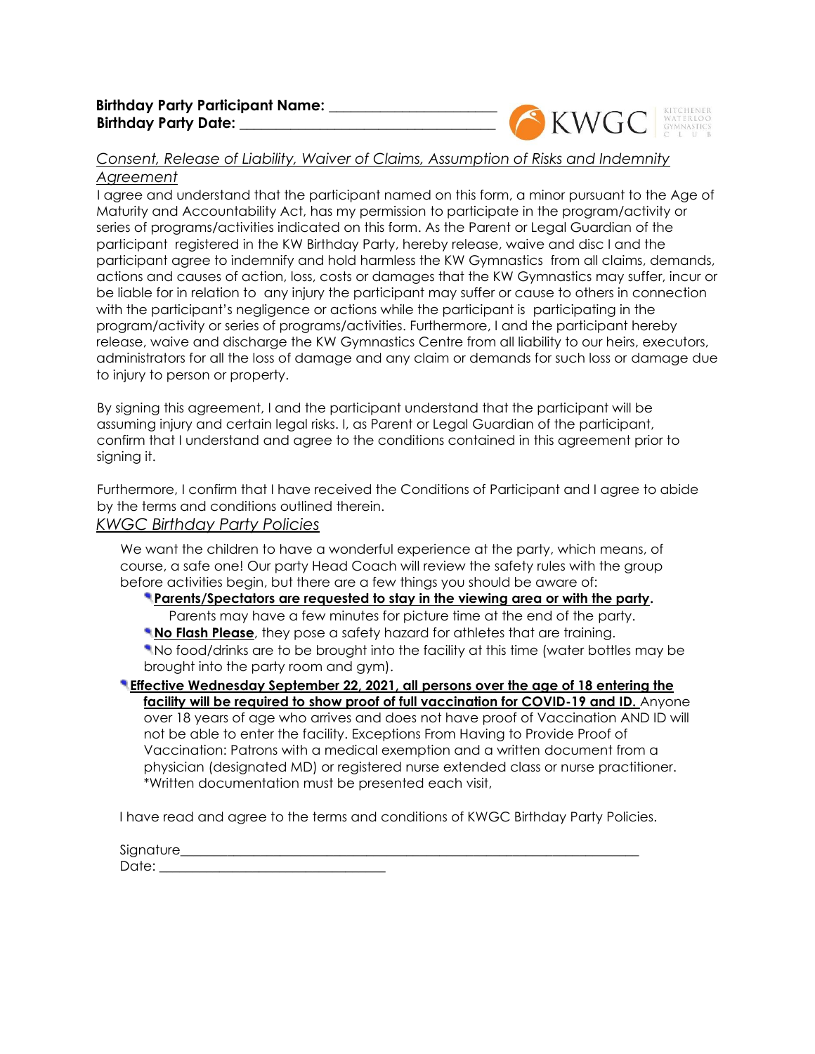**Birthday Party Participant Name:** ______________________
**Birthday Party Date:** ________________________________

KWGC KITCHENER WATERLOO GYMNASTICS CLUB

*Consent, Release of Liability, Waiver of Claims, Assumption of Risks and Indemnity Agreement*

I agree and understand that the participant named on this form, a minor pursuant to the Age of Maturity and Accountability Act, has my permission to participate in the program/activity or series of programs/activities indicated on this form. As the Parent or Legal Guardian of the participant registered in the KW Birthday Party, hereby release, waive and disc I and the participant agree to indemnify and hold harmless the KW Gymnastics from all claims, demands, actions and causes of action, loss, costs or damages that the KW Gymnastics may suffer, incur or be liable for in relation to any injury the participant may suffer or cause to others in connection with the participant's negligence or actions while the participant is participating in the program/activity or series of programs/activities. Furthermore, I and the participant hereby release, waive and discharge the KW Gymnastics Centre from all liability to our heirs, executors, administrators for all the loss of damage and any claim or demands for such loss or damage due to injury to person or property.

By signing this agreement, I and the participant understand that the participant will be assuming injury and certain legal risks. I, as Parent or Legal Guardian of the participant, confirm that I understand and agree to the conditions contained in this agreement prior to signing it.

Furthermore, I confirm that I have received the Conditions of Participant and I agree to abide by the terms and conditions outlined therein.

*KWGC Birthday Party Policies*

We want the children to have a wonderful experience at the party, which means, of course, a safe one! Our party Head Coach will review the safety rules with the group before activities begin, but there are a few things you should be aware of:

- **Parents/Spectators are requested to stay in the viewing area or with the party.** Parents may have a few minutes for picture time at the end of the party.
- **No Flash Please**, they pose a safety hazard for athletes that are training.
- No food/drinks are to be brought into the facility at this time (water bottles may be brought into the party room and gym).
- **Effective Wednesday September 22, 2021, all persons over the age of 18 entering the facility will be required to show proof of full vaccination for COVID-19 and ID.** Anyone over 18 years of age who arrives and does not have proof of Vaccination AND ID will not be able to enter the facility. Exceptions From Having to Provide Proof of Vaccination: Patrons with a medical exemption and a written document from a physician (designated MD) or registered nurse extended class or nurse practitioner. *Written documentation must be presented each visit,

I have read and agree to the terms and conditions of KWGC Birthday Party Policies.

Signature____________________________________________________________
Date: ______________________________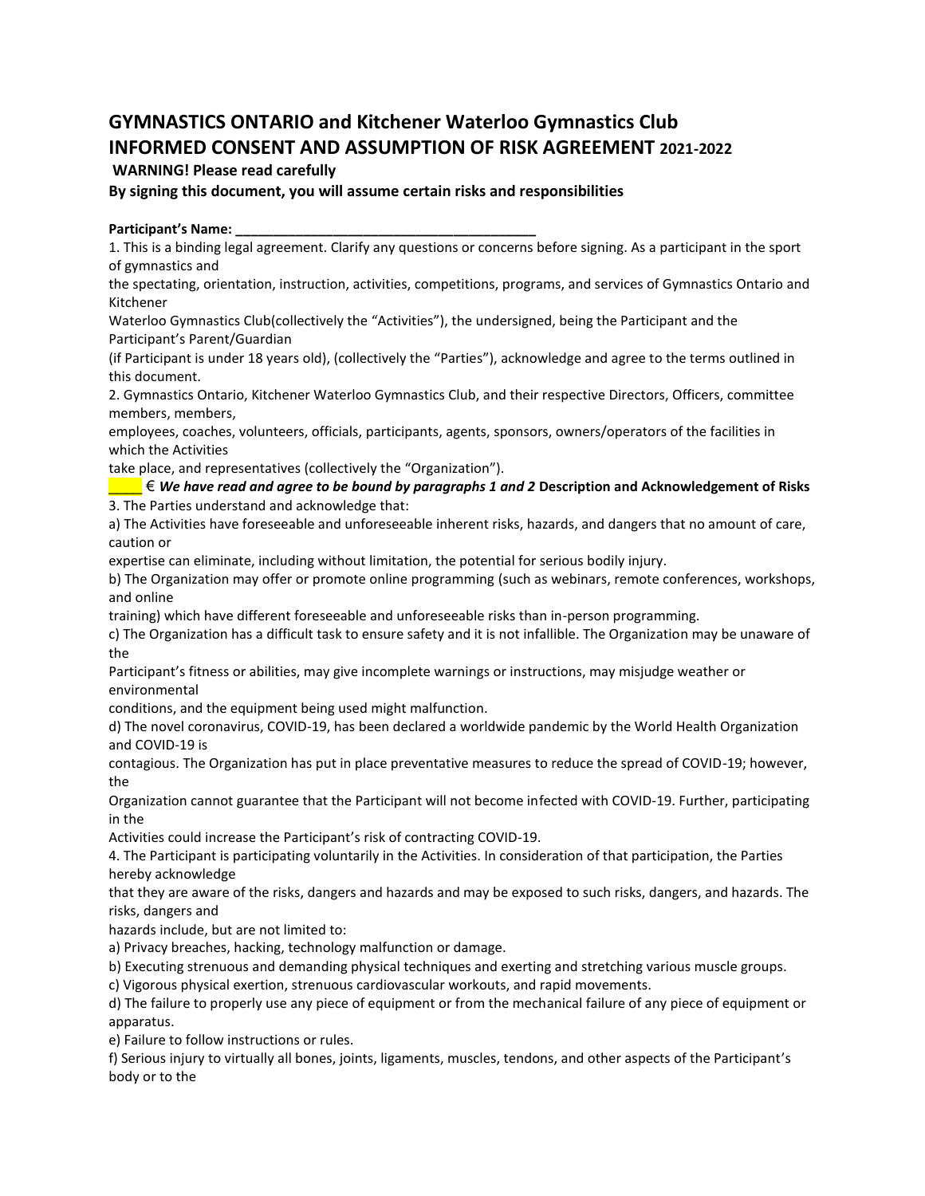## GYMNASTICS ONTARIO and Kitchener Waterloo Gymnastics Club
## INFORMED CONSENT AND ASSUMPTION OF RISK AGREEMENT 2021-2022

**WARNING! Please read carefully**

**By signing this document, you will assume certain risks and responsibilities**

**Participant's Name: ________________________________________**

1. This is a binding legal agreement. Clarify any questions or concerns before signing. As a participant in the sport of gymnastics and the spectating, orientation, instruction, activities, competitions, programs, and services of Gymnastics Ontario and Kitchener Waterloo Gymnastics Club(collectively the "Activities"), the undersigned, being the Participant and the Participant's Parent/Guardian (if Participant is under 18 years old), (collectively the "Parties"), acknowledge and agree to the terms outlined in this document.

2. Gymnastics Ontario, Kitchener Waterloo Gymnastics Club, and their respective Directors, Officers, committee members, members, employees, coaches, volunteers, officials, participants, agents, sponsors, owners/operators of the facilities in which the Activities take place, and representatives (collectively the "Organization").

____ € ***We have read and agree to be bound by paragraphs 1 and 2*** **Description and Acknowledgement of Risks**

3. The Parties understand and acknowledge that:

a) The Activities have foreseeable and unforeseeable inherent risks, hazards, and dangers that no amount of care, caution or expertise can eliminate, including without limitation, the potential for serious bodily injury.

b) The Organization may offer or promote online programming (such as webinars, remote conferences, workshops, and online training) which have different foreseeable and unforeseeable risks than in-person programming.

c) The Organization has a difficult task to ensure safety and it is not infallible. The Organization may be unaware of the Participant's fitness or abilities, may give incomplete warnings or instructions, may misjudge weather or environmental conditions, and the equipment being used might malfunction.

d) The novel coronavirus, COVID-19, has been declared a worldwide pandemic by the World Health Organization and COVID-19 is contagious. The Organization has put in place preventative measures to reduce the spread of COVID-19; however, the Organization cannot guarantee that the Participant will not become infected with COVID-19. Further, participating in the Activities could increase the Participant's risk of contracting COVID-19.

4. The Participant is participating voluntarily in the Activities. In consideration of that participation, the Parties hereby acknowledge that they are aware of the risks, dangers and hazards and may be exposed to such risks, dangers, and hazards. The risks, dangers and hazards include, but are not limited to:

a) Privacy breaches, hacking, technology malfunction or damage.

b) Executing strenuous and demanding physical techniques and exerting and stretching various muscle groups.

c) Vigorous physical exertion, strenuous cardiovascular workouts, and rapid movements.

d) The failure to properly use any piece of equipment or from the mechanical failure of any piece of equipment or apparatus.

e) Failure to follow instructions or rules.

f) Serious injury to virtually all bones, joints, ligaments, muscles, tendons, and other aspects of the Participant's body or to the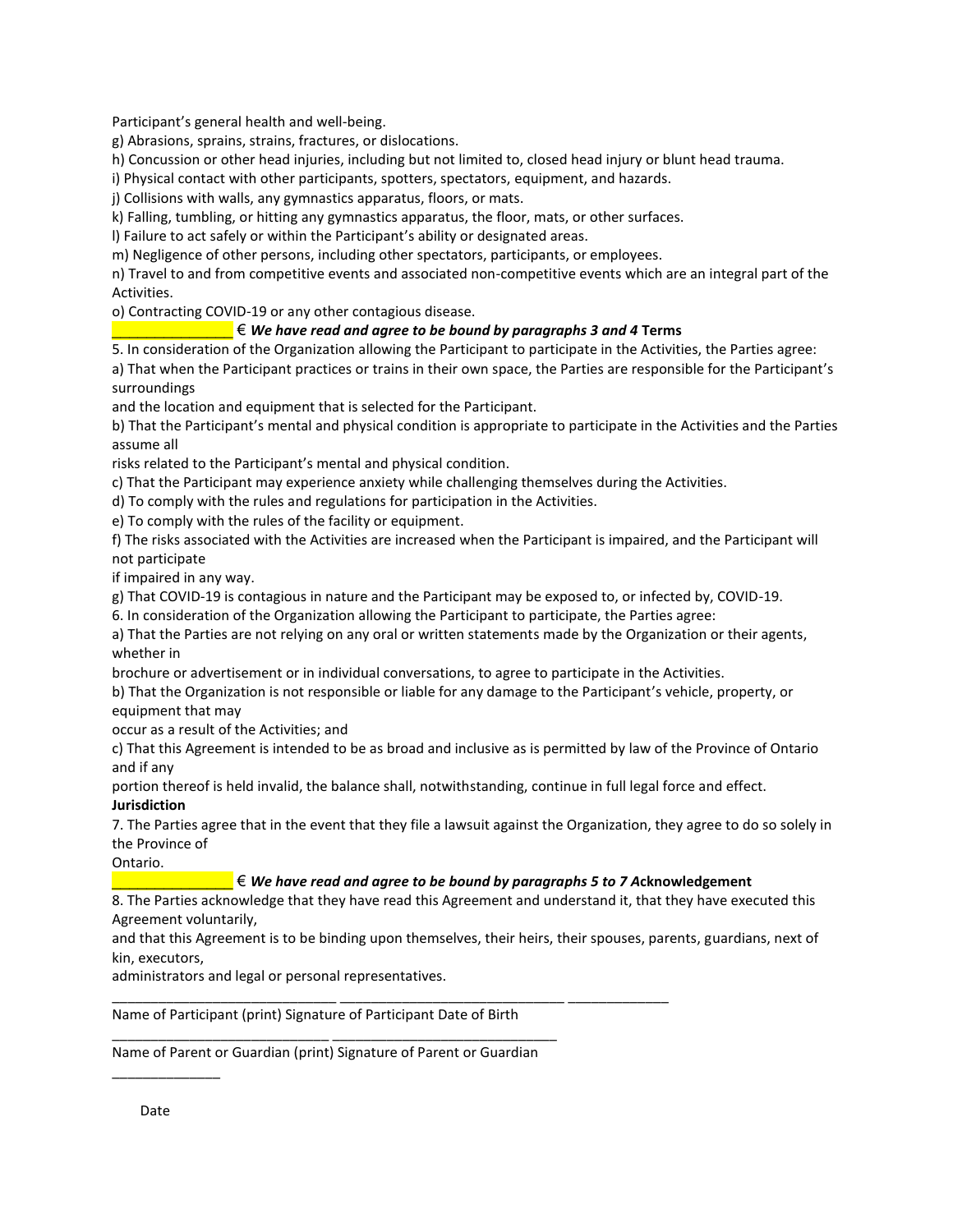Participant's general health and well-being.

g) Abrasions, sprains, strains, fractures, or dislocations.

h) Concussion or other head injuries, including but not limited to, closed head injury or blunt head trauma.

i) Physical contact with other participants, spotters, spectators, equipment, and hazards.

j) Collisions with walls, any gymnastics apparatus, floors, or mats.

k) Falling, tumbling, or hitting any gymnastics apparatus, the floor, mats, or other surfaces.

l) Failure to act safely or within the Participant's ability or designated areas.

m) Negligence of other persons, including other spectators, participants, or employees.

n) Travel to and from competitive events and associated non-competitive events which are an integral part of the Activities.

o) Contracting COVID-19 or any other contagious disease.

_______________ € ***We have read and agree to be bound by paragraphs 3 and 4*** **Terms**

5. In consideration of the Organization allowing the Participant to participate in the Activities, the Parties agree:

a) That when the Participant practices or trains in their own space, the Parties are responsible for the Participant's surroundings
and the location and equipment that is selected for the Participant.

b) That the Participant's mental and physical condition is appropriate to participate in the Activities and the Parties assume all
risks related to the Participant's mental and physical condition.

c) That the Participant may experience anxiety while challenging themselves during the Activities.

d) To comply with the rules and regulations for participation in the Activities.

e) To comply with the rules of the facility or equipment.

f) The risks associated with the Activities are increased when the Participant is impaired, and the Participant will not participate
if impaired in any way.

g) That COVID-19 is contagious in nature and the Participant may be exposed to, or infected by, COVID-19.

6. In consideration of the Organization allowing the Participant to participate, the Parties agree:

a) That the Parties are not relying on any oral or written statements made by the Organization or their agents, whether in
brochure or advertisement or in individual conversations, to agree to participate in the Activities.

b) That the Organization is not responsible or liable for any damage to the Participant's vehicle, property, or equipment that may
occur as a result of the Activities; and

c) That this Agreement is intended to be as broad and inclusive as is permitted by law of the Province of Ontario and if any
portion thereof is held invalid, the balance shall, notwithstanding, continue in full legal force and effect.

**Jurisdiction**

7. The Parties agree that in the event that they file a lawsuit against the Organization, they agree to do so solely in the Province of
Ontario.

_______________ € ***We have read and agree to be bound by paragraphs 5 to 7 A*****cknowledgement**

8. The Parties acknowledge that they have read this Agreement and understand it, that they have executed this Agreement voluntarily,
and that this Agreement is to be binding upon themselves, their heirs, their spouses, parents, guardians, next of kin, executors,
administrators and legal or personal representatives.

_____________________________ _____________________________ _____________

Name of Participant (print) Signature of Participant Date of Birth

____________________________ _____________________________

Name of Parent or Guardian (print) Signature of Parent or Guardian

______________

Date